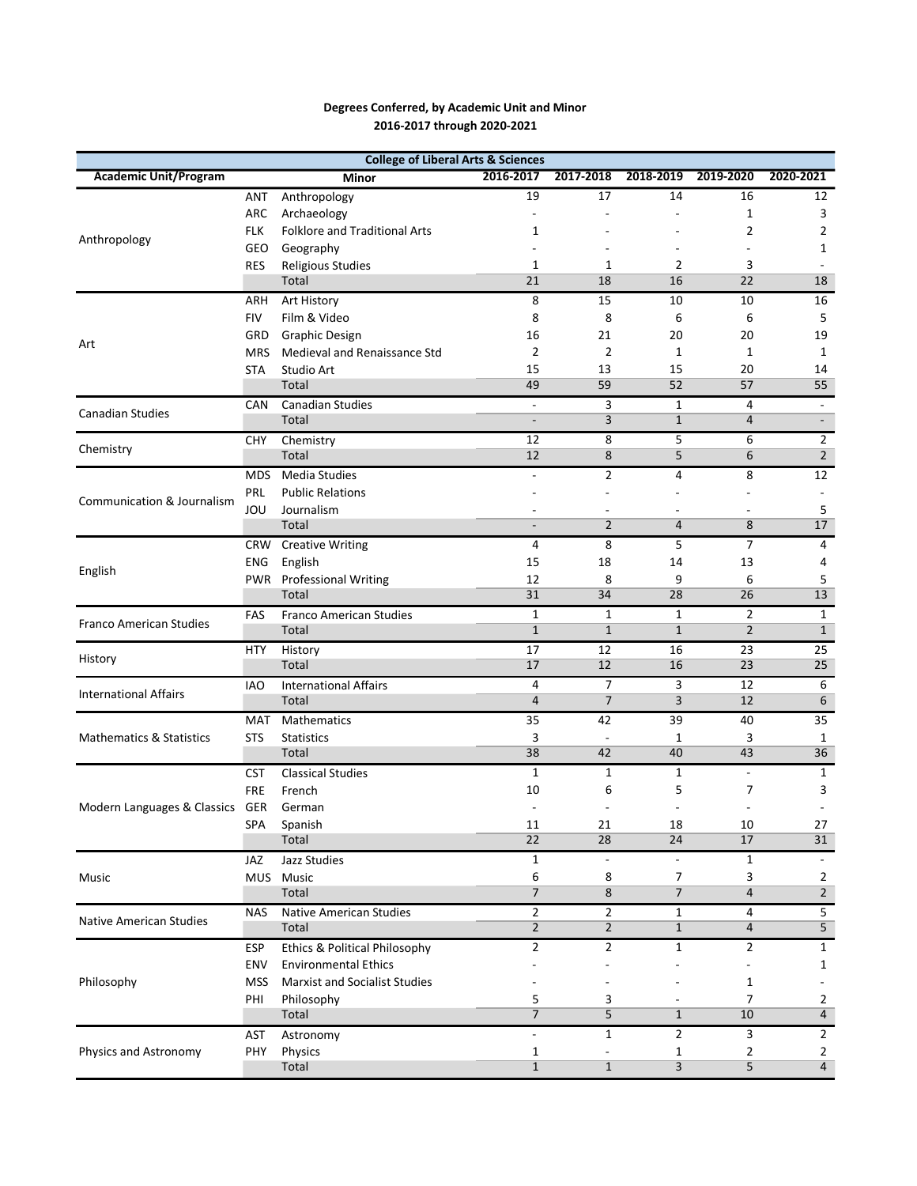**Degrees Conferred, by Academic Unit and Minor**
**2016-2017 through 2020-2021**

| College of Liberal Arts & Sciences | | | | | | | |
|---|---|---|---|---|---|---|---|
| **Academic Unit/Program** | | **Minor** | **2016-2017** | **2017-2018** | **2018-2019** | **2019-2020** | **2020-2021** |
| Anthropology | ANT | Anthropology | 19 | 17 | 14 | 16 | 12 |
| | ARC | Archaeology | - | - | - | 1 | 3 |
| | FLK | Folklore and Traditional Arts | 1 | - | - | 2 | 2 |
| | GEO | Geography | - | - | - | - | 1 |
| | RES | Religious Studies | 1 | 1 | 2 | 3 | - |
| | | Total | 21 | 18 | 16 | 22 | 18 |
| Art | ARH | Art History | 8 | 15 | 10 | 10 | 16 |
| | FIV | Film & Video | 8 | 8 | 6 | 6 | 5 |
| | GRD | Graphic Design | 16 | 21 | 20 | 20 | 19 |
| | MRS | Medieval and Renaissance Std | 2 | 2 | 1 | 1 | 1 |
| | STA | Studio Art | 15 | 13 | 15 | 20 | 14 |
| | | Total | 49 | 59 | 52 | 57 | 55 |
| Canadian Studies | CAN | Canadian Studies | - | 3 | 1 | 4 | - |
| | | Total | - | 3 | 1 | 4 | - |
| Chemistry | CHY | Chemistry | 12 | 8 | 5 | 6 | 2 |
| | | Total | 12 | 8 | 5 | 6 | 2 |
| Communication & Journalism | MDS | Media Studies | - | 2 | 4 | 8 | 12 |
| | PRL | Public Relations | - | - | - | - | - |
| | JOU | Journalism | - | - | - | - | 5 |
| | | Total | - | 2 | 4 | 8 | 17 |
| English | CRW | Creative Writing | 4 | 8 | 5 | 7 | 4 |
| | ENG | English | 15 | 18 | 14 | 13 | 4 |
| | PWR | Professional Writing | 12 | 8 | 9 | 6 | 5 |
| | | Total | 31 | 34 | 28 | 26 | 13 |
| Franco American Studies | FAS | Franco American Studies | 1 | 1 | 1 | 2 | 1 |
| | | Total | 1 | 1 | 1 | 2 | 1 |
| History | HTY | History | 17 | 12 | 16 | 23 | 25 |
| | | Total | 17 | 12 | 16 | 23 | 25 |
| International Affairs | IAO | International Affairs | 4 | 7 | 3 | 12 | 6 |
| | | Total | 4 | 7 | 3 | 12 | 6 |
| Mathematics & Statistics | MAT | Mathematics | 35 | 42 | 39 | 40 | 35 |
| | STS | Statistics | 3 | - | 1 | 3 | 1 |
| | | Total | 38 | 42 | 40 | 43 | 36 |
| Modern Languages & Classics | CST | Classical Studies | 1 | 1 | 1 | - | 1 |
| | FRE | French | 10 | 6 | 5 | 7 | 3 |
| | GER | German | - | - | - | - | - |
| | SPA | Spanish | 11 | 21 | 18 | 10 | 27 |
| | | Total | 22 | 28 | 24 | 17 | 31 |
| Music | JAZ | Jazz Studies | 1 | - | - | 1 | - |
| | MUS | Music | 6 | 8 | 7 | 3 | 2 |
| | | Total | 7 | 8 | 7 | 4 | 2 |
| Native American Studies | NAS | Native American Studies | 2 | 2 | 1 | 4 | 5 |
| | | Total | 2 | 2 | 1 | 4 | 5 |
| Philosophy | ESP | Ethics & Political Philosophy | 2 | 2 | 1 | 2 | 1 |
| | ENV | Environmental Ethics | - | - | - | - | 1 |
| | MSS | Marxist and Socialist Studies | - | - | - | 1 | - |
| | PHI | Philosophy | 5 | 3 | - | 7 | 2 |
| | | Total | 7 | 5 | 1 | 10 | 4 |
| Physics and Astronomy | AST | Astronomy | - | 1 | 2 | 3 | 2 |
| | PHY | Physics | 1 | - | 1 | 2 | 2 |
| | | Total | 1 | 1 | 3 | 5 | 4 |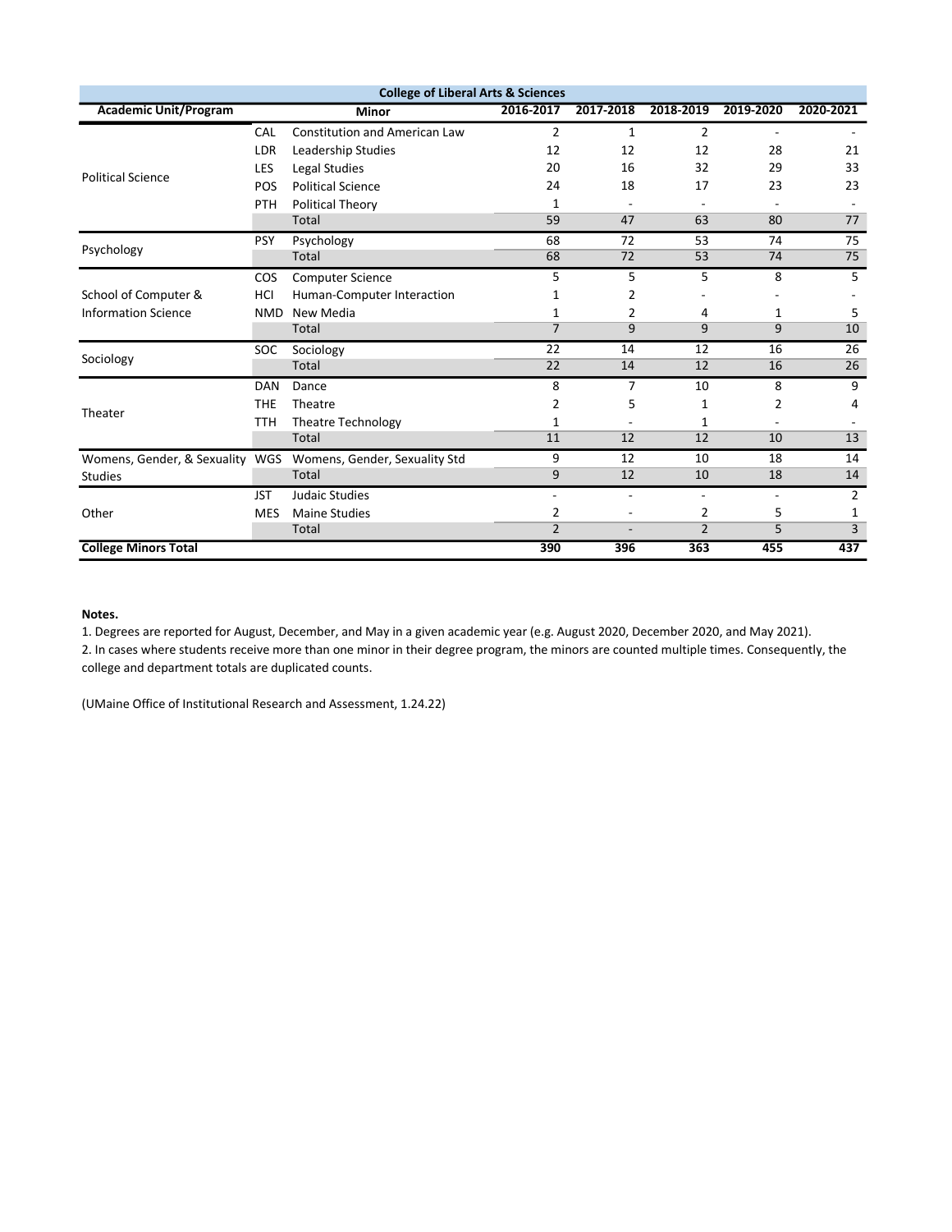| College of Liberal Arts & Sciences | | | | | | | |
|---|---|---|---|---|---|---|---|
| **Academic Unit/Program** | | **Minor** | **2016-2017** | **2017-2018** | **2018-2019** | **2019-2020** | **2020-2021** |
| Political Science | CAL | Constitution and American Law | 2 | 1 | 2 | - | - |
| | LDR | Leadership Studies | 12 | 12 | 12 | 28 | 21 |
| | LES | Legal Studies | 20 | 16 | 32 | 29 | 33 |
| | POS | Political Science | 24 | 18 | 17 | 23 | 23 |
| | PTH | Political Theory | 1 | - | - | - | - |
| | | Total | 59 | 47 | 63 | 80 | 77 |
| Psychology | PSY | Psychology | 68 | 72 | 53 | 74 | 75 |
| | | Total | 68 | 72 | 53 | 74 | 75 |
| School of Computer & Information Science | COS | Computer Science | 5 | 5 | 5 | 8 | 5 |
| | HCI | Human-Computer Interaction | 1 | 2 | - | - | - |
| | NMD | New Media | 1 | 2 | 4 | 1 | 5 |
| | | Total | 7 | 9 | 9 | 9 | 10 |
| Sociology | SOC | Sociology | 22 | 14 | 12 | 16 | 26 |
| | | Total | 22 | 14 | 12 | 16 | 26 |
| Theater | DAN | Dance | 8 | 7 | 10 | 8 | 9 |
| | THE | Theatre | 2 | 5 | 1 | 2 | 4 |
| | TTH | Theatre Technology | 1 | - | 1 | - | - |
| | | Total | 11 | 12 | 12 | 10 | 13 |
| Womens, Gender, & Sexuality Studies | WGS | Womens, Gender, Sexuality Std | 9 | 12 | 10 | 18 | 14 |
| | | Total | 9 | 12 | 10 | 18 | 14 |
| Other | JST | Judaic Studies | - | - | - | - | 2 |
| | MES | Maine Studies | 2 | - | 2 | 5 | 1 |
| | | Total | 2 | - | 2 | 5 | 3 |
| **College Minors Total** | | | **390** | **396** | **363** | **455** | **437** |

**Notes.**

1. Degrees are reported for August, December, and May in a given academic year (e.g. August 2020, December 2020, and May 2021).
2. In cases where students receive more than one minor in their degree program, the minors are counted multiple times. Consequently, the college and department totals are duplicated counts.

(UMaine Office of Institutional Research and Assessment, 1.24.22)